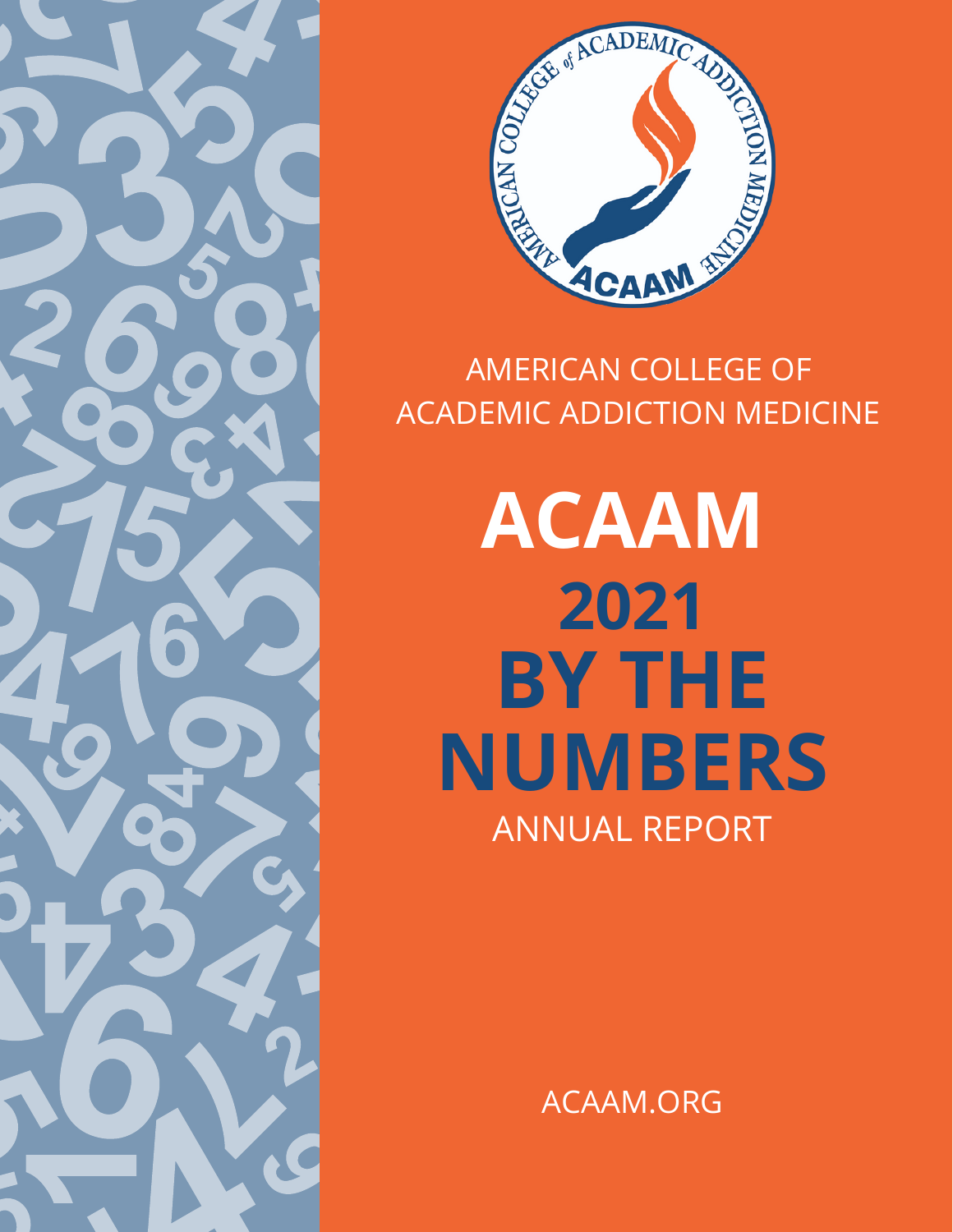AMERICAN COLLEGE OF ACADEMIC ADDICTION MEDICINE

# ACAAM 2021 BY THE NUMBERS

ANNUAL REPORT

ACAAM.ORG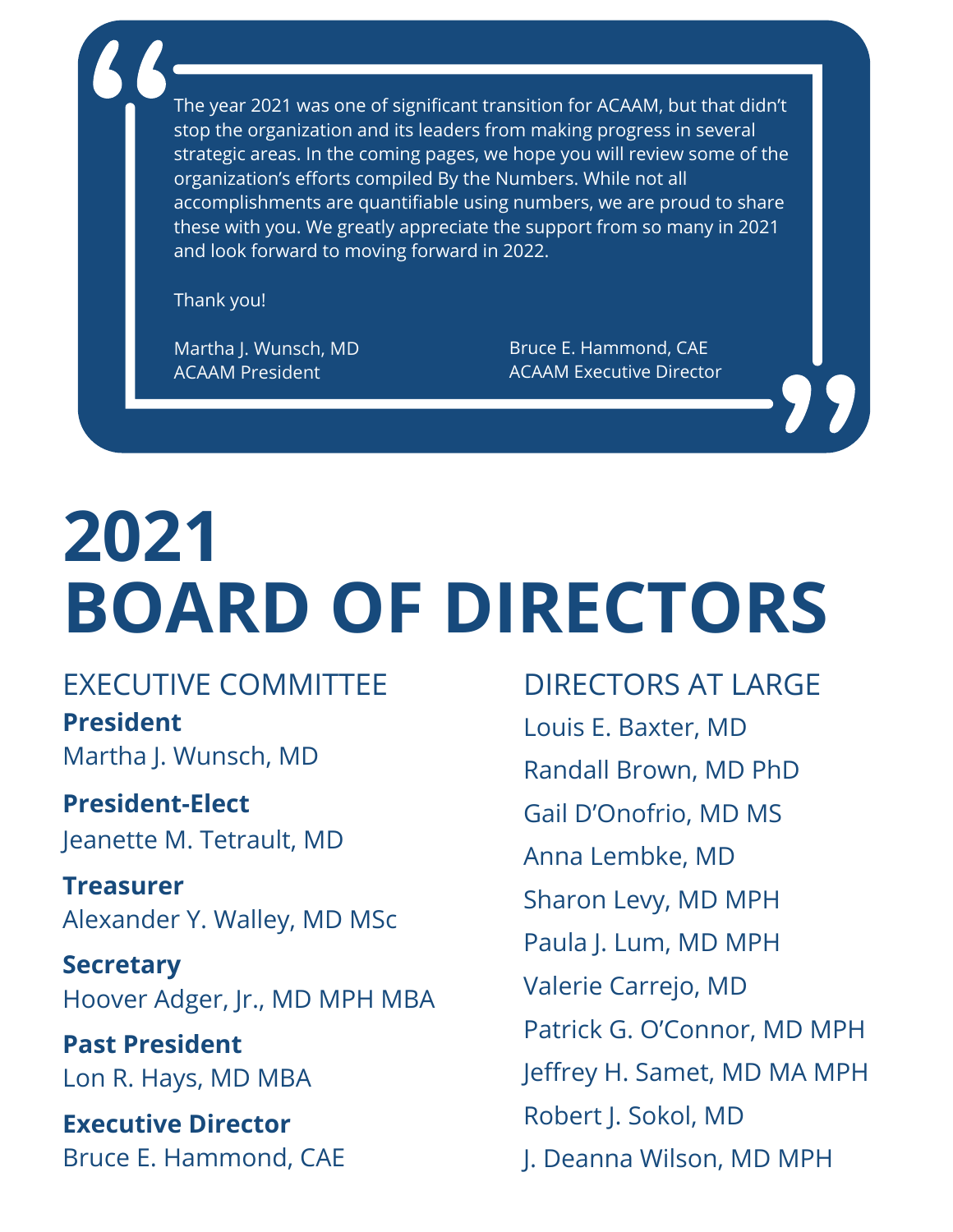> The year 2021 was one of significant transition for ACAAM, but that didn't stop the organization and its leaders from making progress in several strategic areas. In the coming pages, we hope you will review some of the organization's efforts compiled By the Numbers. While not all accomplishments are quantifiable using numbers, we are proud to share these with you. We greatly appreciate the support from so many in 2021 and look forward to moving forward in 2022.
>
> Thank you!
>
> Martha J. Wunsch, MD
> ACAAM President
>
> Bruce E. Hammond, CAE
> ACAAM Executive Director

# 2021 BOARD OF DIRECTORS

## EXECUTIVE COMMITTEE

**President**
Martha J. Wunsch, MD

**President-Elect**
Jeanette M. Tetrault, MD

**Treasurer**
Alexander Y. Walley, MD MSc

**Secretary**
Hoover Adger, Jr., MD MPH MBA

**Past President**
Lon R. Hays, MD MBA

**Executive Director**
Bruce E. Hammond, CAE

## DIRECTORS AT LARGE

Louis E. Baxter, MD

Randall Brown, MD PhD

Gail D'Onofrio, MD MS

Anna Lembke, MD

Sharon Levy, MD MPH

Paula J. Lum, MD MPH

Valerie Carrejo, MD

Patrick G. O'Connor, MD MPH

Jeffrey H. Samet, MD MA MPH

Robert J. Sokol, MD

J. Deanna Wilson, MD MPH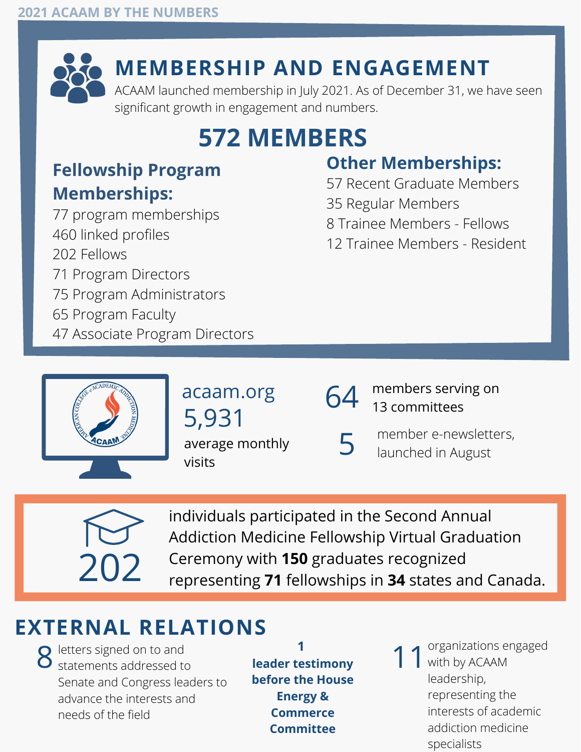2021 ACAAM BY THE NUMBERS

## MEMBERSHIP AND ENGAGEMENT

ACAAM launched membership in July 2021. As of December 31, we have seen significant growth in engagement and numbers.

### 572 MEMBERS

**Fellowship Program Memberships:**

- 77 program memberships
- 460 linked profiles
- 202 Fellows
- 71 Program Directors
- 75 Program Administrators
- 65 Program Faculty
- 47 Associate Program Directors

**Other Memberships:**

- 57 Recent Graduate Members
- 35 Regular Members
- 8 Trainee Members - Fellows
- 12 Trainee Members - Resident

acaam.org
5,931 average monthly visits

64 members serving on 13 committees

5 member e-newsletters, launched in August

202 individuals participated in the Second Annual Addiction Medicine Fellowship Virtual Graduation Ceremony with **150** graduates recognized representing **71** fellowships in **34** states and Canada.

## EXTERNAL RELATIONS

8 letters signed on to and statements addressed to Senate and Congress leaders to advance the interests and needs of the field

**1 leader testimony before the House Energy & Commerce Committee**

11 organizations engaged with by ACAAM leadership, representing the interests of academic addiction medicine specialists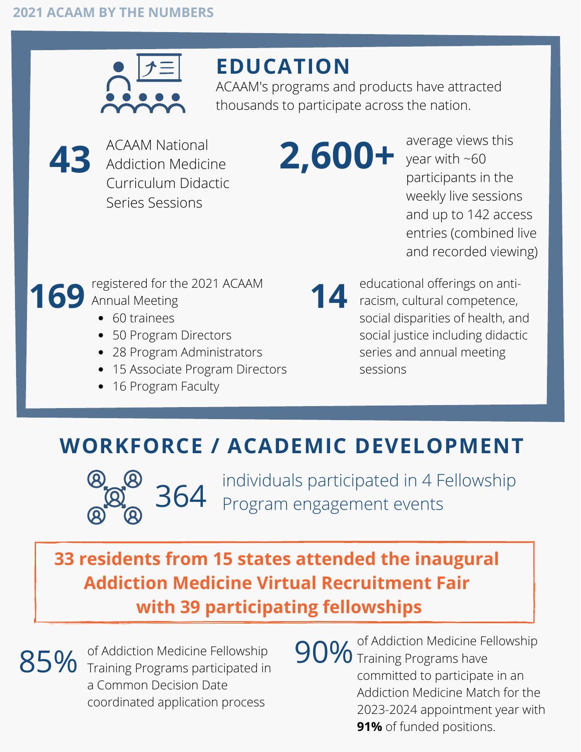2021 ACAAM BY THE NUMBERS

## EDUCATION

ACAAM's programs and products have attracted thousands to participate across the nation.

**43** ACAAM National Addiction Medicine Curriculum Didactic Series Sessions

**2,600+** average views this year with ~60 participants in the weekly live sessions and up to 142 access entries (combined live and recorded viewing)

**169** registered for the 2021 ACAAM Annual Meeting

- 60 trainees
- 50 Program Directors
- 28 Program Administrators
- 15 Associate Program Directors
- 16 Program Faculty

**14** educational offerings on anti-racism, cultural competence, social disparities of health, and social justice including didactic series and annual meeting sessions

## WORKFORCE / ACADEMIC DEVELOPMENT

364 individuals participated in 4 Fellowship Program engagement events

**33 residents from 15 states attended the inaugural Addiction Medicine Virtual Recruitment Fair with 39 participating fellowships**

85% of Addiction Medicine Fellowship Training Programs participated in a Common Decision Date coordinated application process

90% of Addiction Medicine Fellowship Training Programs have committed to participate in an Addiction Medicine Match for the 2023-2024 appointment year with **91%** of funded positions.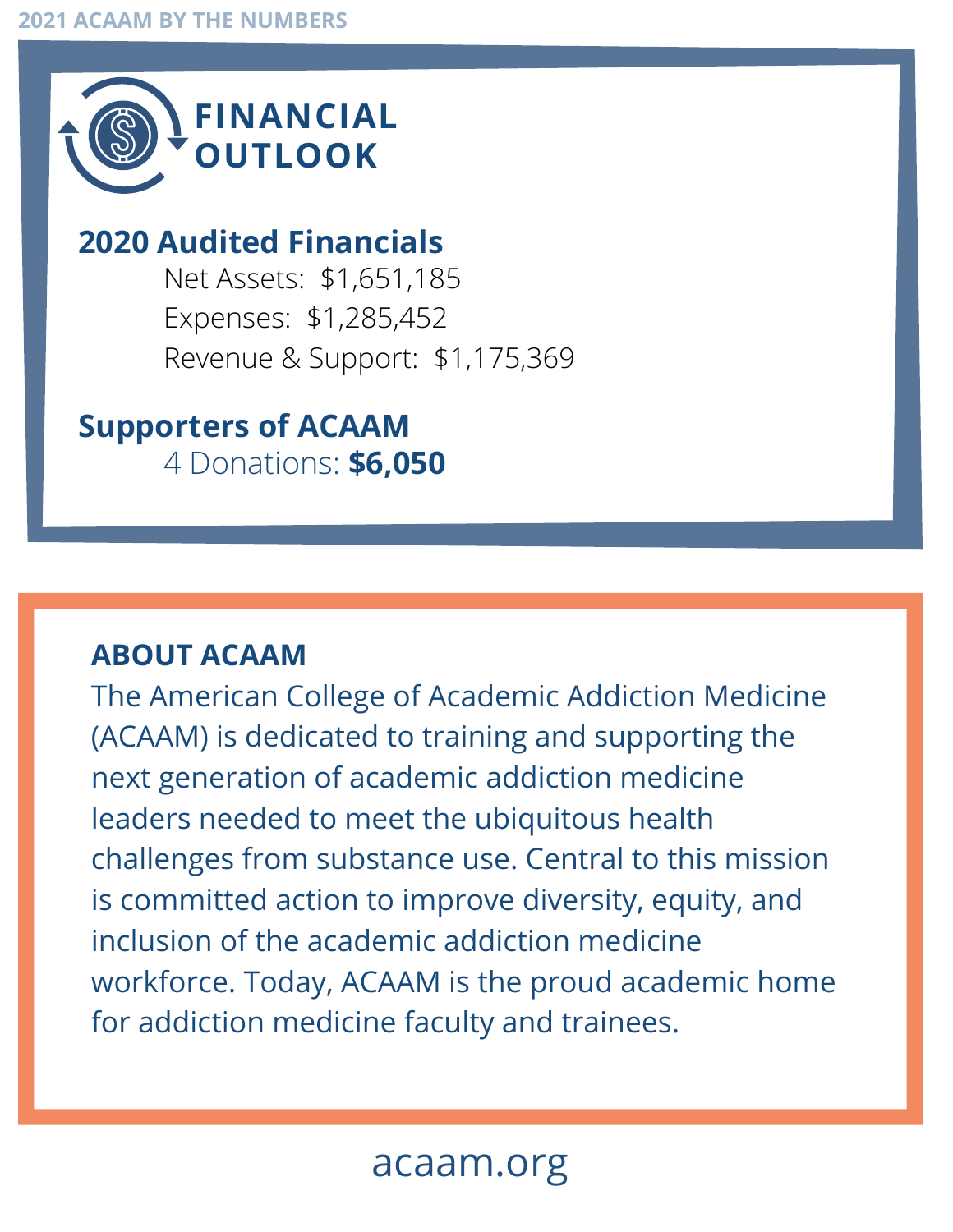2021 ACAAM BY THE NUMBERS

## FINANCIAL OUTLOOK

### 2020 Audited Financials

Net Assets: $1,651,185

Expenses: $1,285,452

Revenue & Support: $1,175,369

### Supporters of ACAAM

4 Donations: **$6,050**

### ABOUT ACAAM

The American College of Academic Addiction Medicine (ACAAM) is dedicated to training and supporting the next generation of academic addiction medicine leaders needed to meet the ubiquitous health challenges from substance use. Central to this mission is committed action to improve diversity, equity, and inclusion of the academic addiction medicine workforce. Today, ACAAM is the proud academic home for addiction medicine faculty and trainees.

acaam.org